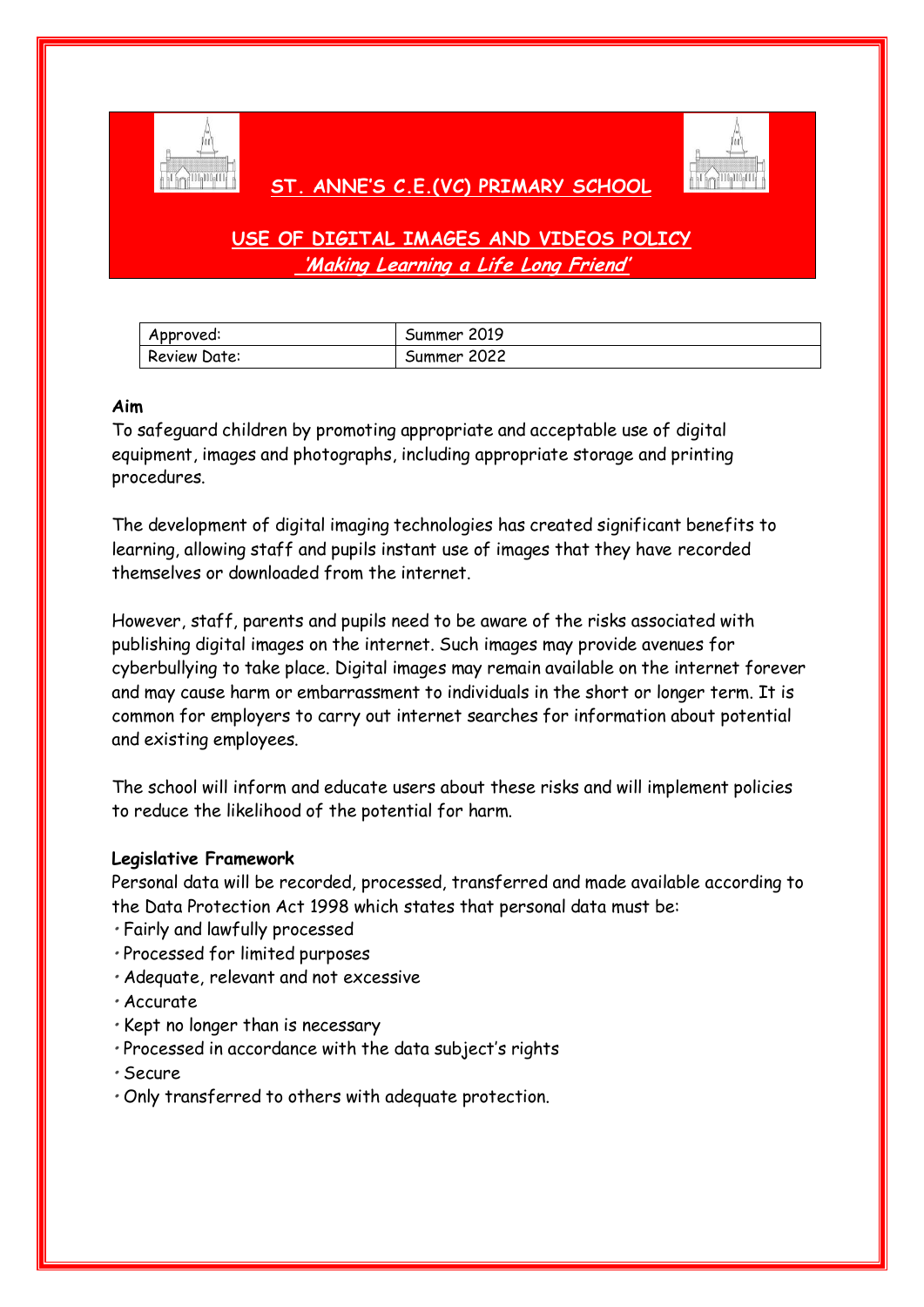# ST. ANNE'S C.E.(VC) PRIMARY SCHOOL

## USE OF DIGITAL IMAGES AND VIDEOS POLICY

***'Making Learning a Life Long Friend'***

| Approved: | Summer 2019 |
|---|---|
| Review Date: | Summer 2022 |

**Aim**

To safeguard children by promoting appropriate and acceptable use of digital equipment, images and photographs, including appropriate storage and printing procedures.

The development of digital imaging technologies has created significant benefits to learning, allowing staff and pupils instant use of images that they have recorded themselves or downloaded from the internet.

However, staff, parents and pupils need to be aware of the risks associated with publishing digital images on the internet. Such images may provide avenues for cyberbullying to take place. Digital images may remain available on the internet forever and may cause harm or embarrassment to individuals in the short or longer term. It is common for employers to carry out internet searches for information about potential and existing employees.

The school will inform and educate users about these risks and will implement policies to reduce the likelihood of the potential for harm.

**Legislative Framework**

Personal data will be recorded, processed, transferred and made available according to the Data Protection Act 1998 which states that personal data must be:

- Fairly and lawfully processed
- Processed for limited purposes
- Adequate, relevant and not excessive
- Accurate
- Kept no longer than is necessary
- Processed in accordance with the data subject's rights
- Secure
- Only transferred to others with adequate protection.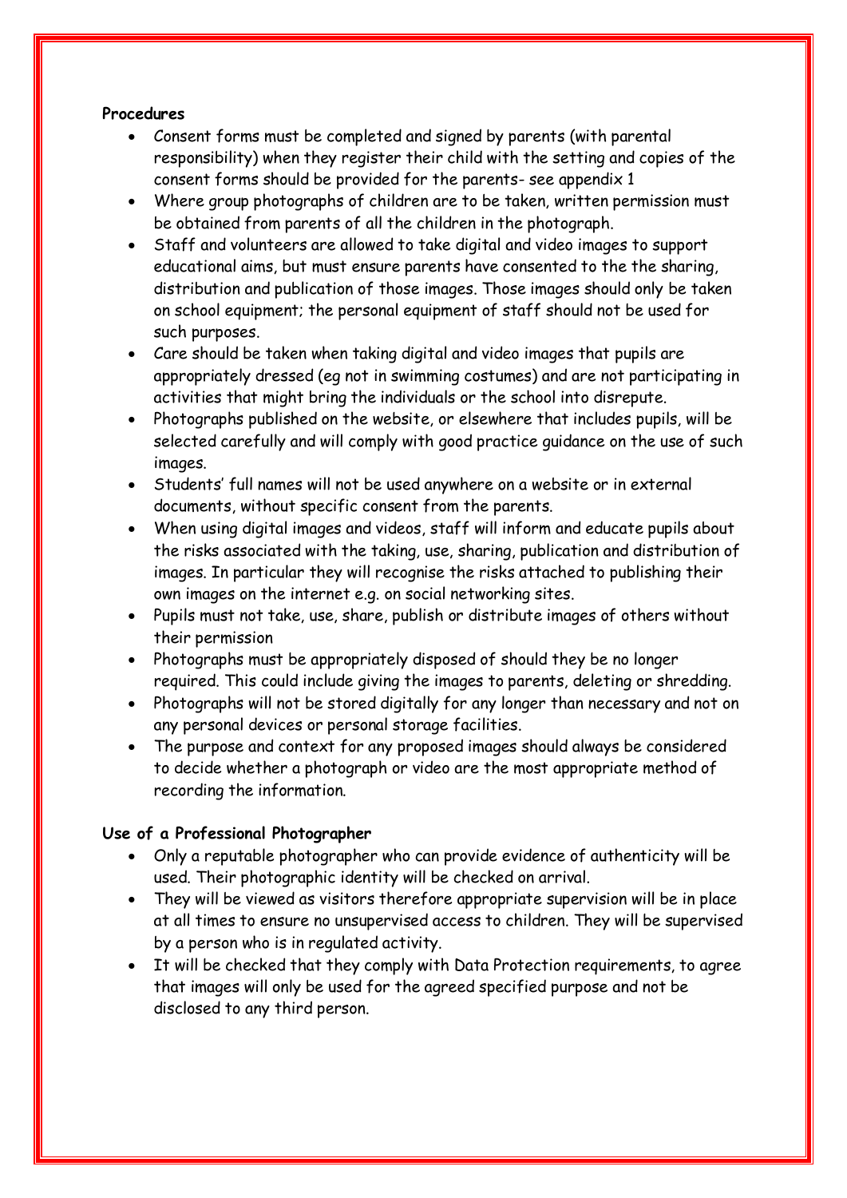**Procedures**

- Consent forms must be completed and signed by parents (with parental responsibility) when they register their child with the setting and copies of the consent forms should be provided for the parents- see appendix 1
- Where group photographs of children are to be taken, written permission must be obtained from parents of all the children in the photograph.
- Staff and volunteers are allowed to take digital and video images to support educational aims, but must ensure parents have consented to the the sharing, distribution and publication of those images. Those images should only be taken on school equipment; the personal equipment of staff should not be used for such purposes.
- Care should be taken when taking digital and video images that pupils are appropriately dressed (eg not in swimming costumes) and are not participating in activities that might bring the individuals or the school into disrepute.
- Photographs published on the website, or elsewhere that includes pupils, will be selected carefully and will comply with good practice guidance on the use of such images.
- Students' full names will not be used anywhere on a website or in external documents, without specific consent from the parents.
- When using digital images and videos, staff will inform and educate pupils about the risks associated with the taking, use, sharing, publication and distribution of images. In particular they will recognise the risks attached to publishing their own images on the internet e.g. on social networking sites.
- Pupils must not take, use, share, publish or distribute images of others without their permission
- Photographs must be appropriately disposed of should they be no longer required. This could include giving the images to parents, deleting or shredding.
- Photographs will not be stored digitally for any longer than necessary and not on any personal devices or personal storage facilities.
- The purpose and context for any proposed images should always be considered to decide whether a photograph or video are the most appropriate method of recording the information.

**Use of a Professional Photographer**

- Only a reputable photographer who can provide evidence of authenticity will be used. Their photographic identity will be checked on arrival.
- They will be viewed as visitors therefore appropriate supervision will be in place at all times to ensure no unsupervised access to children. They will be supervised by a person who is in regulated activity.
- It will be checked that they comply with Data Protection requirements, to agree that images will only be used for the agreed specified purpose and not be disclosed to any third person.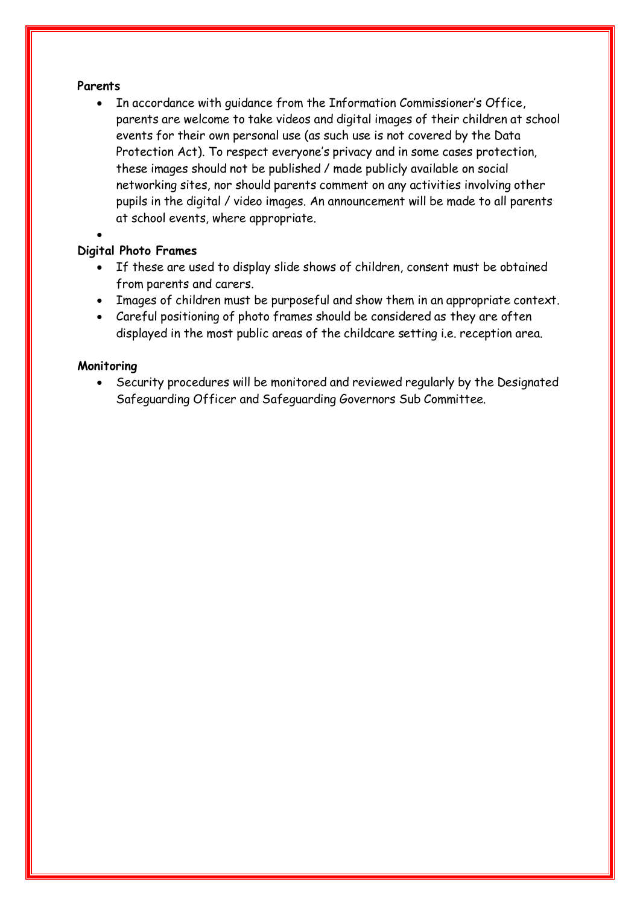**Parents**

- In accordance with guidance from the Information Commissioner's Office, parents are welcome to take videos and digital images of their children at school events for their own personal use (as such use is not covered by the Data Protection Act). To respect everyone's privacy and in some cases protection, these images should not be published / made publicly available on social networking sites, nor should parents comment on any activities involving other pupils in the digital / video images. An announcement will be made to all parents at school events, where appropriate.
-

**Digital Photo Frames**

- If these are used to display slide shows of children, consent must be obtained from parents and carers.
- Images of children must be purposeful and show them in an appropriate context.
- Careful positioning of photo frames should be considered as they are often displayed in the most public areas of the childcare setting i.e. reception area.

**Monitoring**

- Security procedures will be monitored and reviewed regularly by the Designated Safeguarding Officer and Safeguarding Governors Sub Committee.